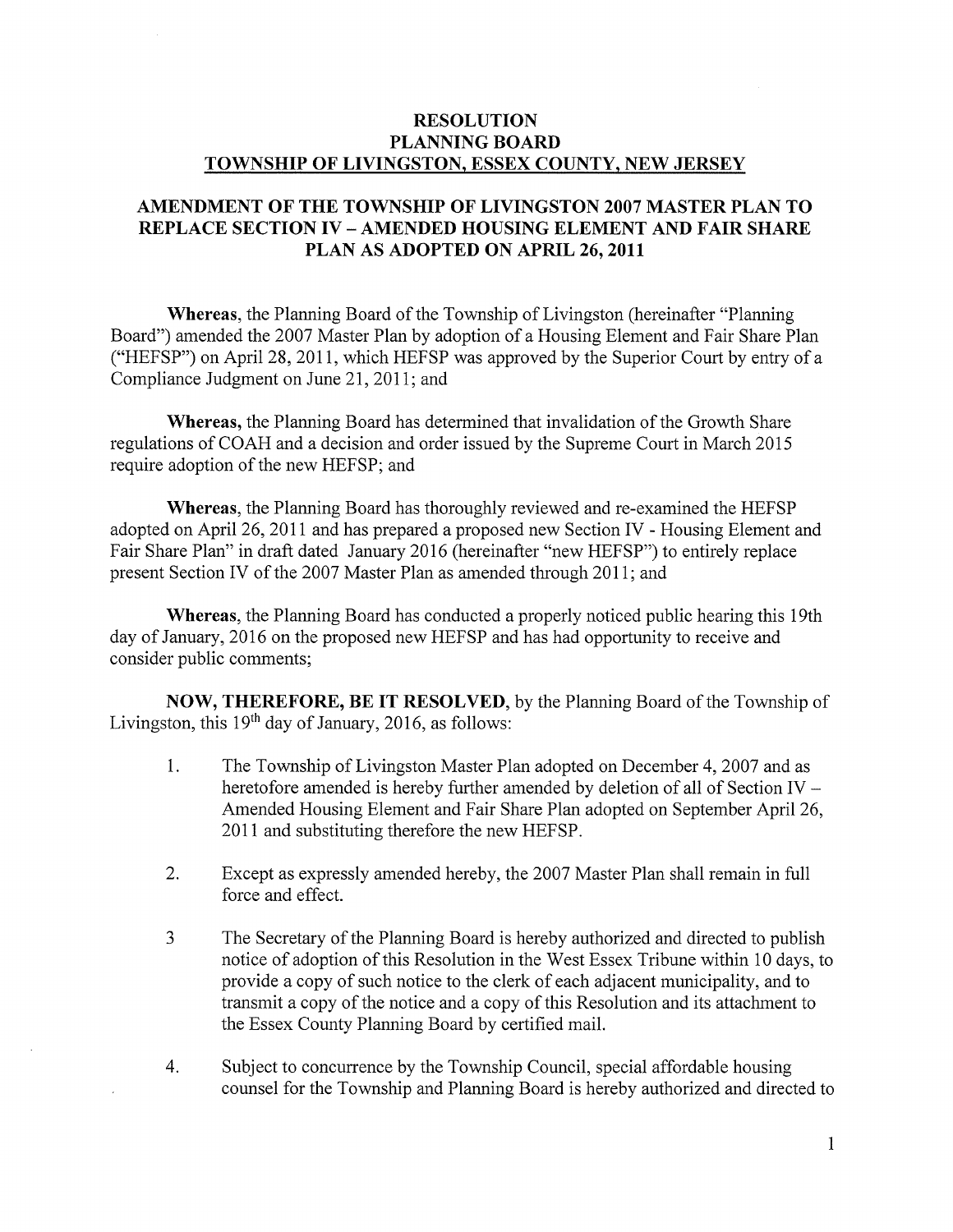# RESOLUTION
# PLANNING BOARD
# TOWNSHIP OF LIVINGSTON, ESSEX COUNTY, NEW JERSEY

## AMENDMENT OF THE TOWNSHIP OF LIVINGSTON 2007 MASTER PLAN TO REPLACE SECTION IV – AMENDED HOUSING ELEMENT AND FAIR SHARE PLAN AS ADOPTED ON APRIL 26, 2011

**Whereas**, the Planning Board of the Township of Livingston (hereinafter "Planning Board") amended the 2007 Master Plan by adoption of a Housing Element and Fair Share Plan ("HEFSP") on April 28, 2011, which HEFSP was approved by the Superior Court by entry of a Compliance Judgment on June 21, 2011; and

**Whereas,** the Planning Board has determined that invalidation of the Growth Share regulations of COAH and a decision and order issued by the Supreme Court in March 2015 require adoption of the new HEFSP; and

**Whereas**, the Planning Board has thoroughly reviewed and re-examined the HEFSP adopted on April 26, 2011 and has prepared a proposed new Section IV - Housing Element and Fair Share Plan" in draft dated January 2016 (hereinafter "new HEFSP") to entirely replace present Section IV of the 2007 Master Plan as amended through 2011; and

**Whereas**, the Planning Board has conducted a properly noticed public hearing this 19th day of January, 2016 on the proposed new HEFSP and has had opportunity to receive and consider public comments;

**NOW, THEREFORE, BE IT RESOLVED**, by the Planning Board of the Township of Livingston, this 19th day of January, 2016, as follows:

1. The Township of Livingston Master Plan adopted on December 4, 2007 and as heretofore amended is hereby further amended by deletion of all of Section IV – Amended Housing Element and Fair Share Plan adopted on September April 26, 2011 and substituting therefore the new HEFSP.

2. Except as expressly amended hereby, the 2007 Master Plan shall remain in full force and effect.

3 The Secretary of the Planning Board is hereby authorized and directed to publish notice of adoption of this Resolution in the West Essex Tribune within 10 days, to provide a copy of such notice to the clerk of each adjacent municipality, and to transmit a copy of the notice and a copy of this Resolution and its attachment to the Essex County Planning Board by certified mail.

4. Subject to concurrence by the Township Council, special affordable housing counsel for the Township and Planning Board is hereby authorized and directed to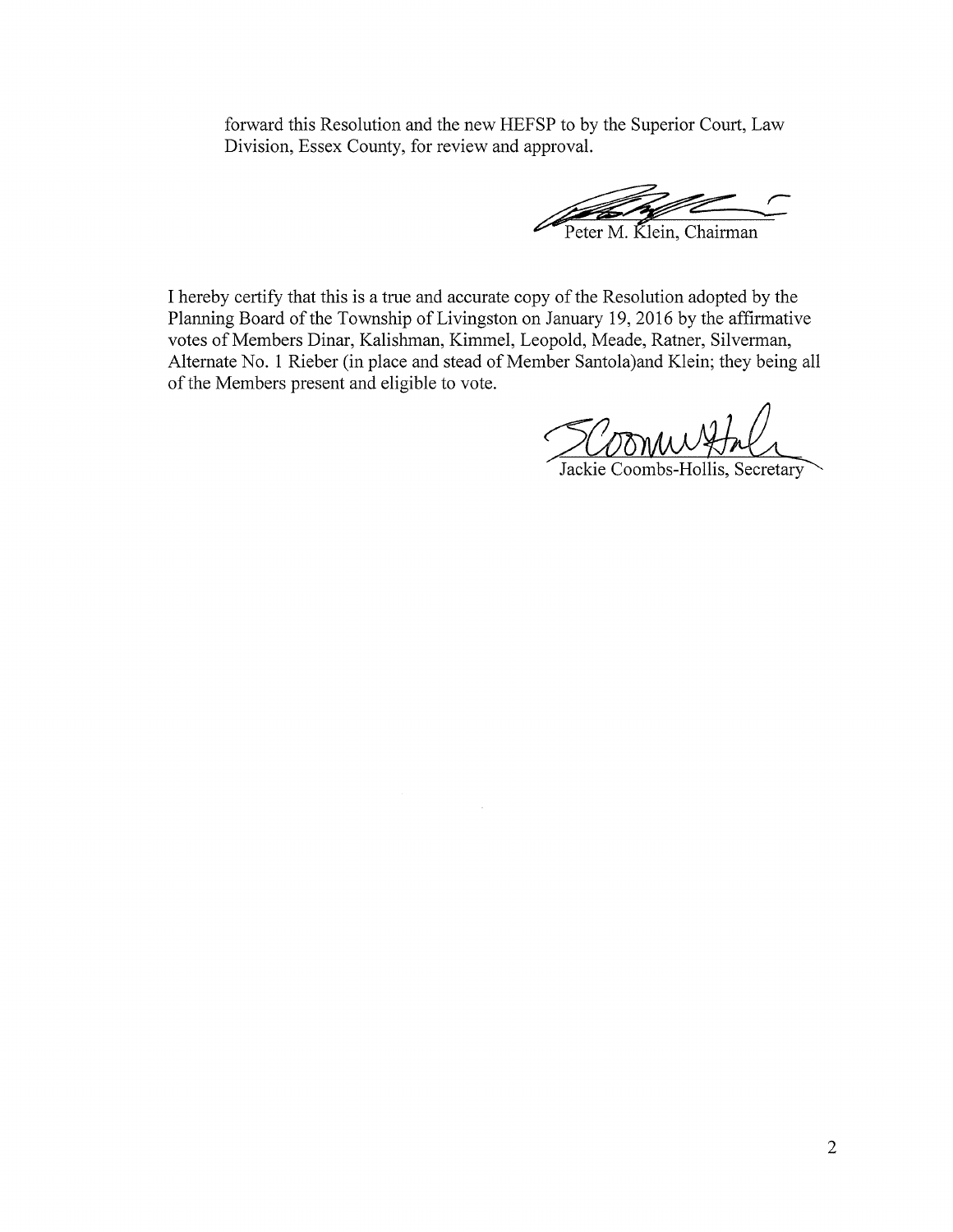forward this Resolution and the new HEFSP to by the Superior Court, Law Division, Essex County, for review and approval.

Peter M. Klein, Chairman

I hereby certify that this is a true and accurate copy of the Resolution adopted by the Planning Board of the Township of Livingston on January 19, 2016 by the affirmative votes of Members Dinar, Kalishman, Kimmel, Leopold, Meade, Ratner, Silverman, Alternate No. 1 Rieber (in place and stead of Member Santola)and Klein; they being all of the Members present and eligible to vote.

Jackie Coombs-Hollis, Secretary